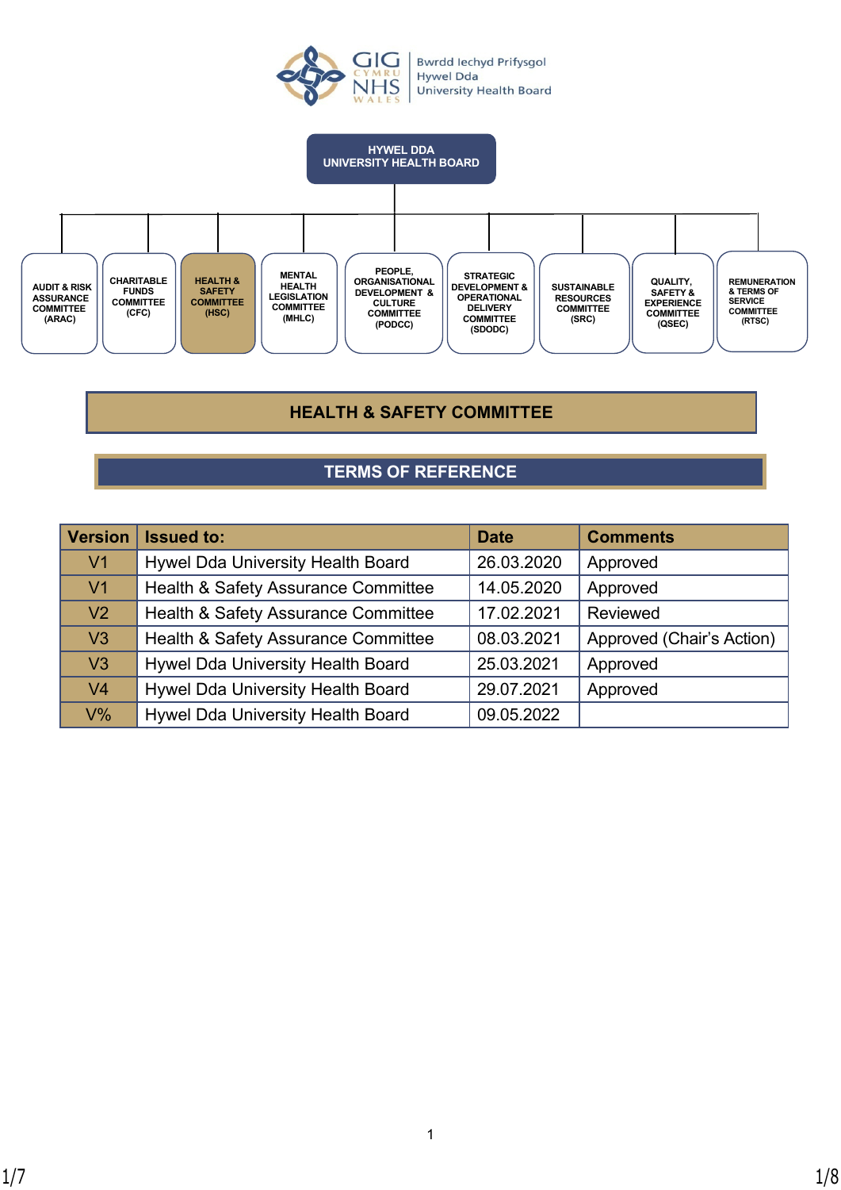GIG CYMRU NHS WALES | Bwrdd Iechyd Prifysgol Hywel Dda University Health Board

**HYWEL DDA UNIVERSITY HEALTH BOARD**

- AUDIT & RISK ASSURANCE COMMITTEE (ARAC)
- CHARITABLE FUNDS COMMITTEE (CFC)
- HEALTH & SAFETY COMMITTEE (HSC)
- MENTAL HEALTH LEGISLATION COMMITTEE (MHLC)
- PEOPLE, ORGANISATIONAL DEVELOPMENT & CULTURE COMMITTEE (PODCC)
- STRATEGIC DEVELOPMENT & OPERATIONAL DELIVERY COMMITTEE (SDODC)
- SUSTAINABLE RESOURCES COMMITTEE (SRC)
- QUALITY, SAFETY & EXPERIENCE COMMITTEE (QSEC)
- REMUNERATION & TERMS OF SERVICE COMMITTEE (RTSC)

# HEALTH & SAFETY COMMITTEE

## TERMS OF REFERENCE

| Version | Issued to: | Date | Comments |
|---|---|---|---|
| V1 | Hywel Dda University Health Board | 26.03.2020 | Approved |
| V1 | Health & Safety Assurance Committee | 14.05.2020 | Approved |
| V2 | Health & Safety Assurance Committee | 17.02.2021 | Reviewed |
| V3 | Health & Safety Assurance Committee | 08.03.2021 | Approved (Chair's Action) |
| V3 | Hywel Dda University Health Board | 25.03.2021 | Approved |
| V4 | Hywel Dda University Health Board | 29.07.2021 | Approved |
| V% | Hywel Dda University Health Board | 09.05.2022 | |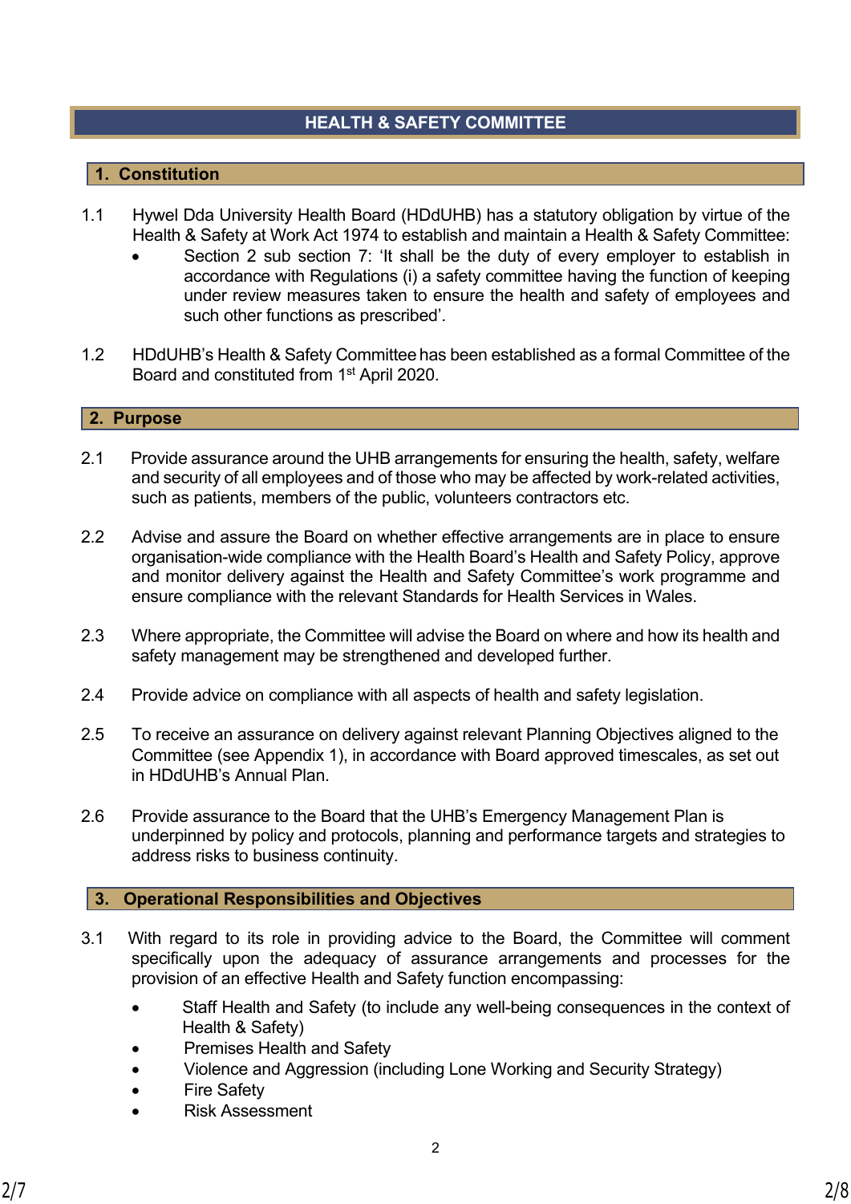# HEALTH & SAFETY COMMITTEE

## 1. Constitution

1.1 Hywel Dda University Health Board (HDdUHB) has a statutory obligation by virtue of the Health & Safety at Work Act 1974 to establish and maintain a Health & Safety Committee:

- Section 2 sub section 7: 'It shall be the duty of every employer to establish in accordance with Regulations (i) a safety committee having the function of keeping under review measures taken to ensure the health and safety of employees and such other functions as prescribed'.

1.2 HDdUHB's Health & Safety Committee has been established as a formal Committee of the Board and constituted from 1st April 2020.

## 2. Purpose

2.1 Provide assurance around the UHB arrangements for ensuring the health, safety, welfare and security of all employees and of those who may be affected by work-related activities, such as patients, members of the public, volunteers contractors etc.

2.2 Advise and assure the Board on whether effective arrangements are in place to ensure organisation-wide compliance with the Health Board's Health and Safety Policy, approve and monitor delivery against the Health and Safety Committee's work programme and ensure compliance with the relevant Standards for Health Services in Wales.

2.3 Where appropriate, the Committee will advise the Board on where and how its health and safety management may be strengthened and developed further.

2.4 Provide advice on compliance with all aspects of health and safety legislation.

2.5 To receive an assurance on delivery against relevant Planning Objectives aligned to the Committee (see Appendix 1), in accordance with Board approved timescales, as set out in HDdUHB's Annual Plan.

2.6 Provide assurance to the Board that the UHB's Emergency Management Plan is underpinned by policy and protocols, planning and performance targets and strategies to address risks to business continuity.

## 3. Operational Responsibilities and Objectives

3.1 With regard to its role in providing advice to the Board, the Committee will comment specifically upon the adequacy of assurance arrangements and processes for the provision of an effective Health and Safety function encompassing:

- Staff Health and Safety (to include any well-being consequences in the context of Health & Safety)
- Premises Health and Safety
- Violence and Aggression (including Lone Working and Security Strategy)
- Fire Safety
- Risk Assessment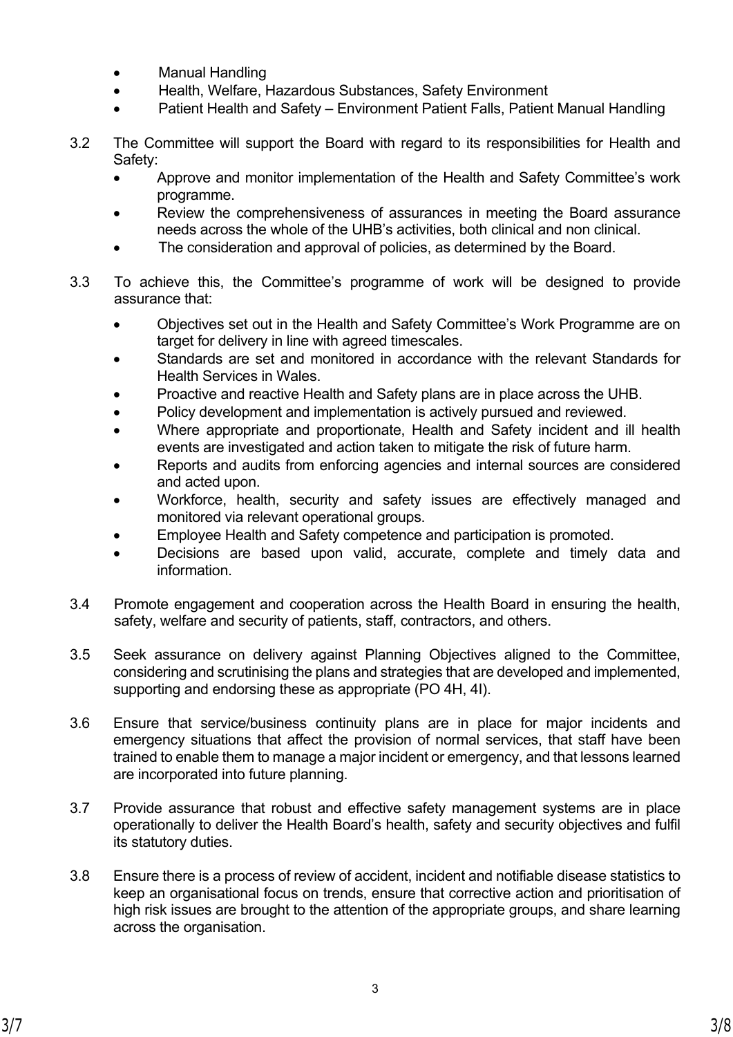- Manual Handling
- Health, Welfare, Hazardous Substances, Safety Environment
- Patient Health and Safety – Environment Patient Falls, Patient Manual Handling

3.2 The Committee will support the Board with regard to its responsibilities for Health and Safety:

- Approve and monitor implementation of the Health and Safety Committee's work programme.
- Review the comprehensiveness of assurances in meeting the Board assurance needs across the whole of the UHB's activities, both clinical and non clinical.
- The consideration and approval of policies, as determined by the Board.

3.3 To achieve this, the Committee's programme of work will be designed to provide assurance that:

- Objectives set out in the Health and Safety Committee's Work Programme are on target for delivery in line with agreed timescales.
- Standards are set and monitored in accordance with the relevant Standards for Health Services in Wales.
- Proactive and reactive Health and Safety plans are in place across the UHB.
- Policy development and implementation is actively pursued and reviewed.
- Where appropriate and proportionate, Health and Safety incident and ill health events are investigated and action taken to mitigate the risk of future harm.
- Reports and audits from enforcing agencies and internal sources are considered and acted upon.
- Workforce, health, security and safety issues are effectively managed and monitored via relevant operational groups.
- Employee Health and Safety competence and participation is promoted.
- Decisions are based upon valid, accurate, complete and timely data and information.

3.4 Promote engagement and cooperation across the Health Board in ensuring the health, safety, welfare and security of patients, staff, contractors, and others.

3.5 Seek assurance on delivery against Planning Objectives aligned to the Committee, considering and scrutinising the plans and strategies that are developed and implemented, supporting and endorsing these as appropriate (PO 4H, 4I).

3.6 Ensure that service/business continuity plans are in place for major incidents and emergency situations that affect the provision of normal services, that staff have been trained to enable them to manage a major incident or emergency, and that lessons learned are incorporated into future planning.

3.7 Provide assurance that robust and effective safety management systems are in place operationally to deliver the Health Board's health, safety and security objectives and fulfil its statutory duties.

3.8 Ensure there is a process of review of accident, incident and notifiable disease statistics to keep an organisational focus on trends, ensure that corrective action and prioritisation of high risk issues are brought to the attention of the appropriate groups, and share learning across the organisation.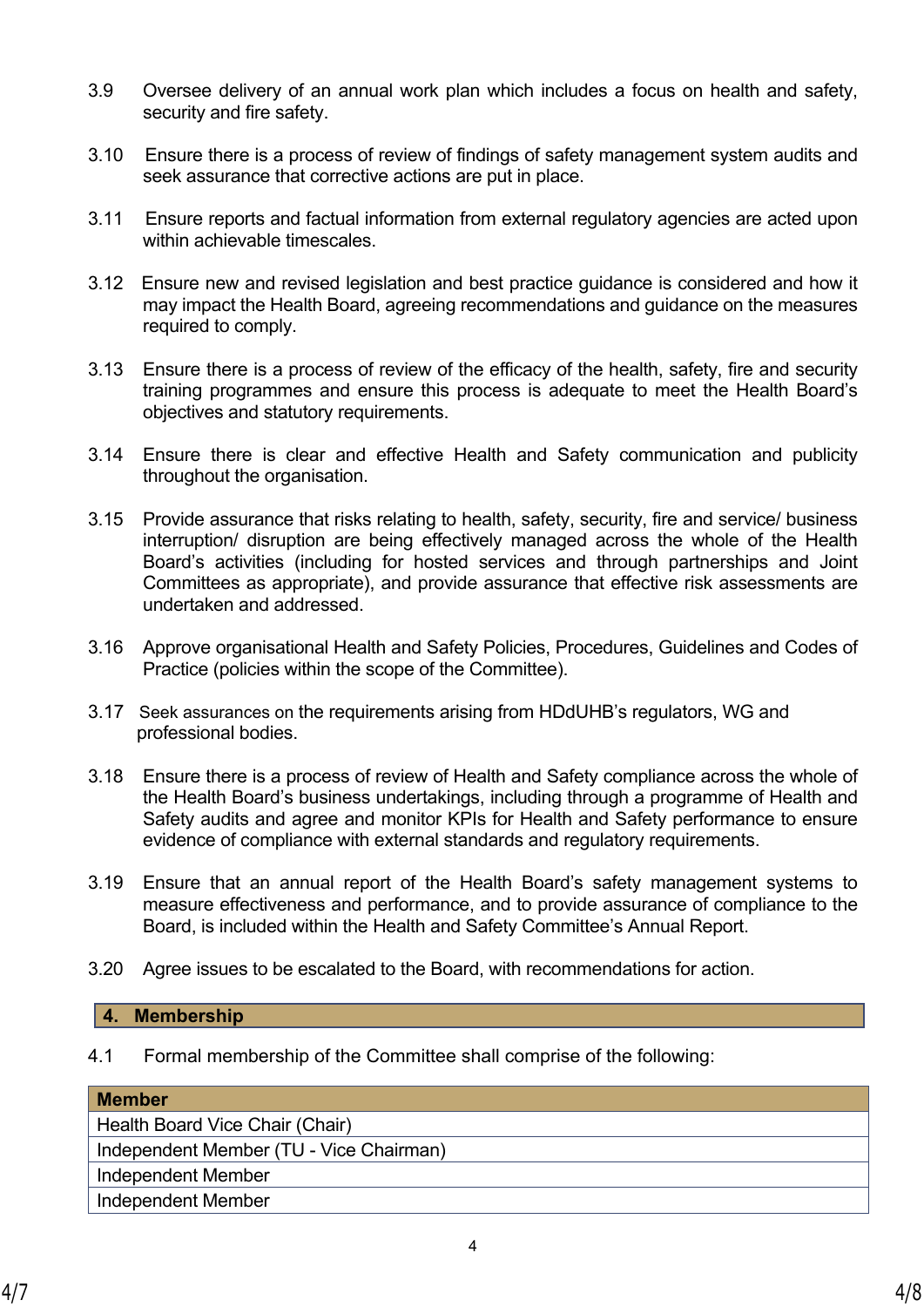3.9 Oversee delivery of an annual work plan which includes a focus on health and safety, security and fire safety.

3.10 Ensure there is a process of review of findings of safety management system audits and seek assurance that corrective actions are put in place.

3.11 Ensure reports and factual information from external regulatory agencies are acted upon within achievable timescales.

3.12 Ensure new and revised legislation and best practice guidance is considered and how it may impact the Health Board, agreeing recommendations and guidance on the measures required to comply.

3.13 Ensure there is a process of review of the efficacy of the health, safety, fire and security training programmes and ensure this process is adequate to meet the Health Board's objectives and statutory requirements.

3.14 Ensure there is clear and effective Health and Safety communication and publicity throughout the organisation.

3.15 Provide assurance that risks relating to health, safety, security, fire and service/ business interruption/ disruption are being effectively managed across the whole of the Health Board's activities (including for hosted services and through partnerships and Joint Committees as appropriate), and provide assurance that effective risk assessments are undertaken and addressed.

3.16 Approve organisational Health and Safety Policies, Procedures, Guidelines and Codes of Practice (policies within the scope of the Committee).

3.17 Seek assurances on the requirements arising from HDdUHB's regulators, WG and professional bodies.

3.18 Ensure there is a process of review of Health and Safety compliance across the whole of the Health Board's business undertakings, including through a programme of Health and Safety audits and agree and monitor KPIs for Health and Safety performance to ensure evidence of compliance with external standards and regulatory requirements.

3.19 Ensure that an annual report of the Health Board's safety management systems to measure effectiveness and performance, and to provide assurance of compliance to the Board, is included within the Health and Safety Committee's Annual Report.

3.20 Agree issues to be escalated to the Board, with recommendations for action.

## 4. Membership

4.1 Formal membership of the Committee shall comprise of the following:

| Member |
| --- |
| Health Board Vice Chair (Chair) |
| Independent Member (TU - Vice Chairman) |
| Independent Member |
| Independent Member |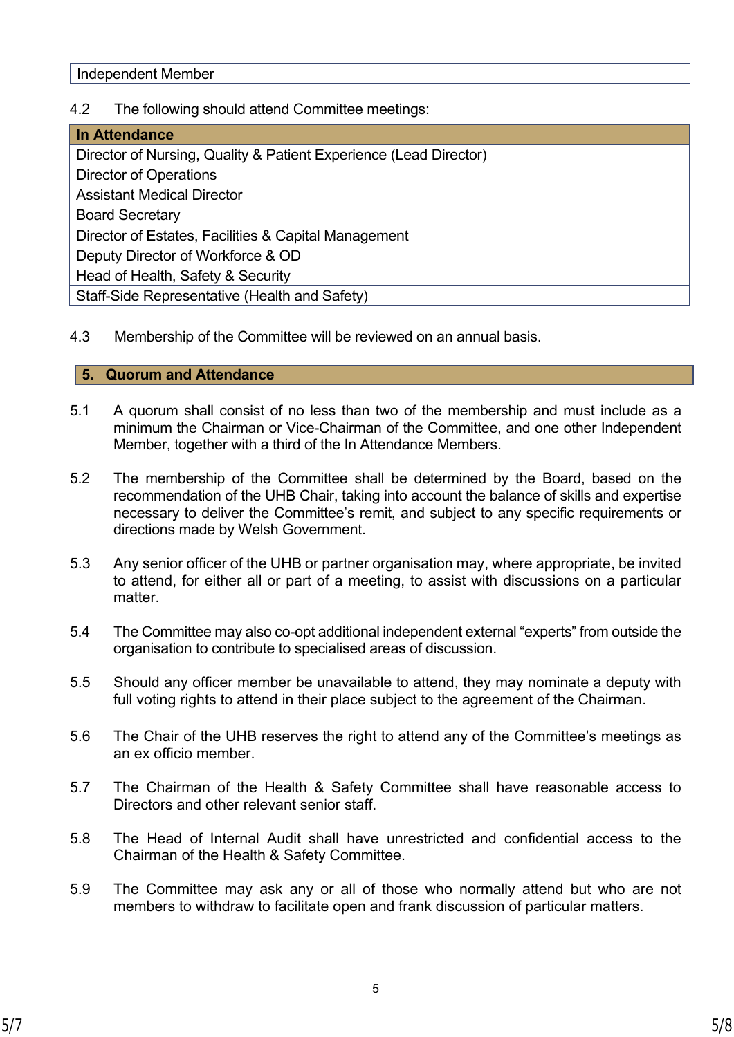| Independent Member |
|---|

4.2 The following should attend Committee meetings:

| In Attendance |
|---|
| Director of Nursing, Quality & Patient Experience (Lead Director) |
| Director of Operations |
| Assistant Medical Director |
| Board Secretary |
| Director of Estates, Facilities & Capital Management |
| Deputy Director of Workforce & OD |
| Head of Health, Safety & Security |
| Staff-Side Representative (Health and Safety) |

4.3 Membership of the Committee will be reviewed on an annual basis.

## 5. Quorum and Attendance

5.1 A quorum shall consist of no less than two of the membership and must include as a minimum the Chairman or Vice-Chairman of the Committee, and one other Independent Member, together with a third of the In Attendance Members.

5.2 The membership of the Committee shall be determined by the Board, based on the recommendation of the UHB Chair, taking into account the balance of skills and expertise necessary to deliver the Committee's remit, and subject to any specific requirements or directions made by Welsh Government.

5.3 Any senior officer of the UHB or partner organisation may, where appropriate, be invited to attend, for either all or part of a meeting, to assist with discussions on a particular matter.

5.4 The Committee may also co-opt additional independent external "experts" from outside the organisation to contribute to specialised areas of discussion.

5.5 Should any officer member be unavailable to attend, they may nominate a deputy with full voting rights to attend in their place subject to the agreement of the Chairman.

5.6 The Chair of the UHB reserves the right to attend any of the Committee's meetings as an ex officio member.

5.7 The Chairman of the Health & Safety Committee shall have reasonable access to Directors and other relevant senior staff.

5.8 The Head of Internal Audit shall have unrestricted and confidential access to the Chairman of the Health & Safety Committee.

5.9 The Committee may ask any or all of those who normally attend but who are not members to withdraw to facilitate open and frank discussion of particular matters.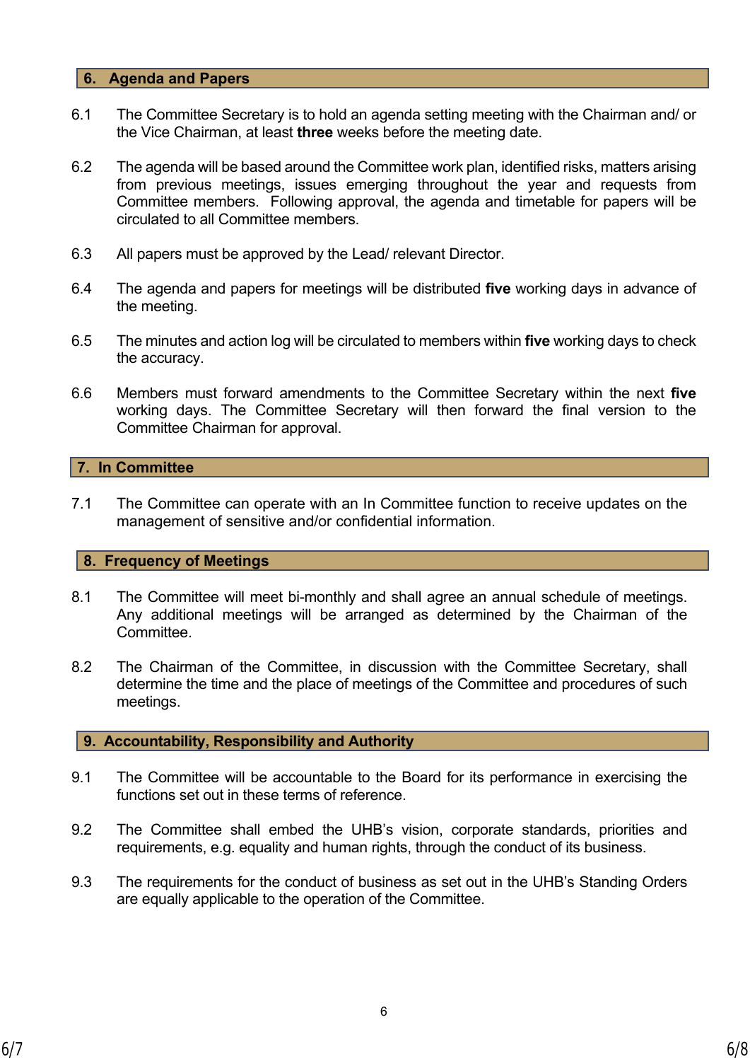## 6. Agenda and Papers

6.1 The Committee Secretary is to hold an agenda setting meeting with the Chairman and/ or the Vice Chairman, at least **three** weeks before the meeting date.

6.2 The agenda will be based around the Committee work plan, identified risks, matters arising from previous meetings, issues emerging throughout the year and requests from Committee members. Following approval, the agenda and timetable for papers will be circulated to all Committee members.

6.3 All papers must be approved by the Lead/ relevant Director.

6.4 The agenda and papers for meetings will be distributed **five** working days in advance of the meeting.

6.5 The minutes and action log will be circulated to members within **five** working days to check the accuracy.

6.6 Members must forward amendments to the Committee Secretary within the next **five** working days. The Committee Secretary will then forward the final version to the Committee Chairman for approval.

## 7. In Committee

7.1 The Committee can operate with an In Committee function to receive updates on the management of sensitive and/or confidential information.

## 8. Frequency of Meetings

8.1 The Committee will meet bi-monthly and shall agree an annual schedule of meetings. Any additional meetings will be arranged as determined by the Chairman of the Committee.

8.2 The Chairman of the Committee, in discussion with the Committee Secretary, shall determine the time and the place of meetings of the Committee and procedures of such meetings.

## 9. Accountability, Responsibility and Authority

9.1 The Committee will be accountable to the Board for its performance in exercising the functions set out in these terms of reference.

9.2 The Committee shall embed the UHB's vision, corporate standards, priorities and requirements, e.g. equality and human rights, through the conduct of its business.

9.3 The requirements for the conduct of business as set out in the UHB's Standing Orders are equally applicable to the operation of the Committee.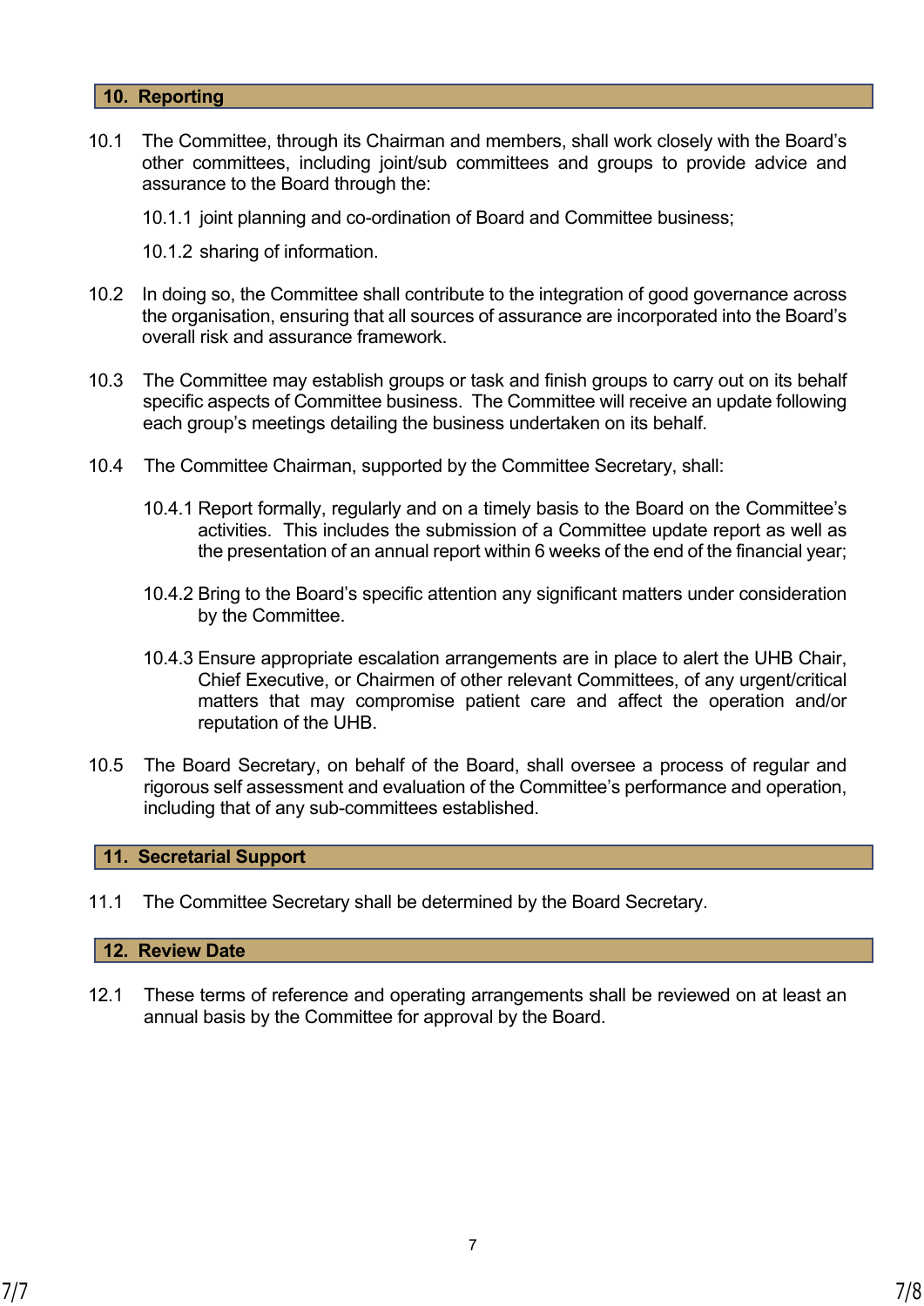## 10. Reporting

10.1 The Committee, through its Chairman and members, shall work closely with the Board's other committees, including joint/sub committees and groups to provide advice and assurance to the Board through the:

10.1.1 joint planning and co-ordination of Board and Committee business;

10.1.2 sharing of information.

10.2 In doing so, the Committee shall contribute to the integration of good governance across the organisation, ensuring that all sources of assurance are incorporated into the Board's overall risk and assurance framework.

10.3 The Committee may establish groups or task and finish groups to carry out on its behalf specific aspects of Committee business. The Committee will receive an update following each group's meetings detailing the business undertaken on its behalf.

10.4 The Committee Chairman, supported by the Committee Secretary, shall:

10.4.1 Report formally, regularly and on a timely basis to the Board on the Committee's activities. This includes the submission of a Committee update report as well as the presentation of an annual report within 6 weeks of the end of the financial year;

10.4.2 Bring to the Board's specific attention any significant matters under consideration by the Committee.

10.4.3 Ensure appropriate escalation arrangements are in place to alert the UHB Chair, Chief Executive, or Chairmen of other relevant Committees, of any urgent/critical matters that may compromise patient care and affect the operation and/or reputation of the UHB.

10.5 The Board Secretary, on behalf of the Board, shall oversee a process of regular and rigorous self assessment and evaluation of the Committee's performance and operation, including that of any sub-committees established.

## 11. Secretarial Support

11.1 The Committee Secretary shall be determined by the Board Secretary.

## 12. Review Date

12.1 These terms of reference and operating arrangements shall be reviewed on at least an annual basis by the Committee for approval by the Board.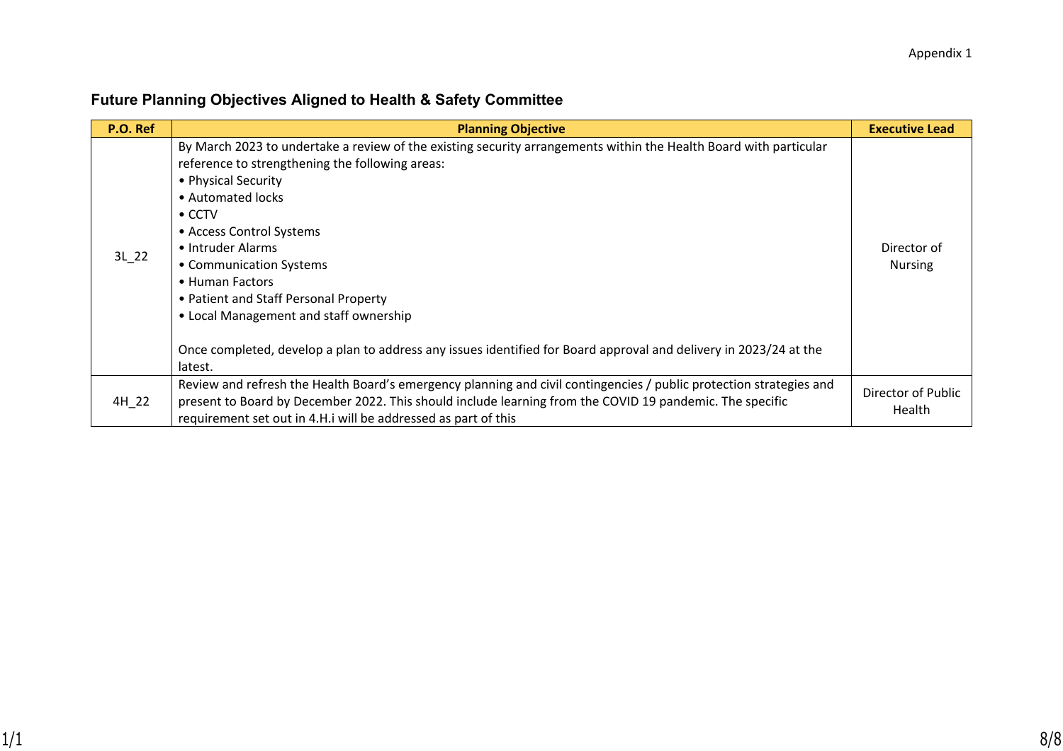Appendix 1

## Future Planning Objectives Aligned to Health & Safety Committee

| P.O. Ref | Planning Objective | Executive Lead |
|---|---|---|
| 3L_22 | By March 2023 to undertake a review of the existing security arrangements within the Health Board with particular reference to strengthening the following areas:<br>• Physical Security<br>• Automated locks<br>• CCTV<br>• Access Control Systems<br>• Intruder Alarms<br>• Communication Systems<br>• Human Factors<br>• Patient and Staff Personal Property<br>• Local Management and staff ownership<br><br>Once completed, develop a plan to address any issues identified for Board approval and delivery in 2023/24 at the latest. | Director of Nursing |
| 4H_22 | Review and refresh the Health Board's emergency planning and civil contingencies / public protection strategies and present to Board by December 2022. This should include learning from the COVID 19 pandemic. The specific requirement set out in 4.H.i will be addressed as part of this | Director of Public Health |